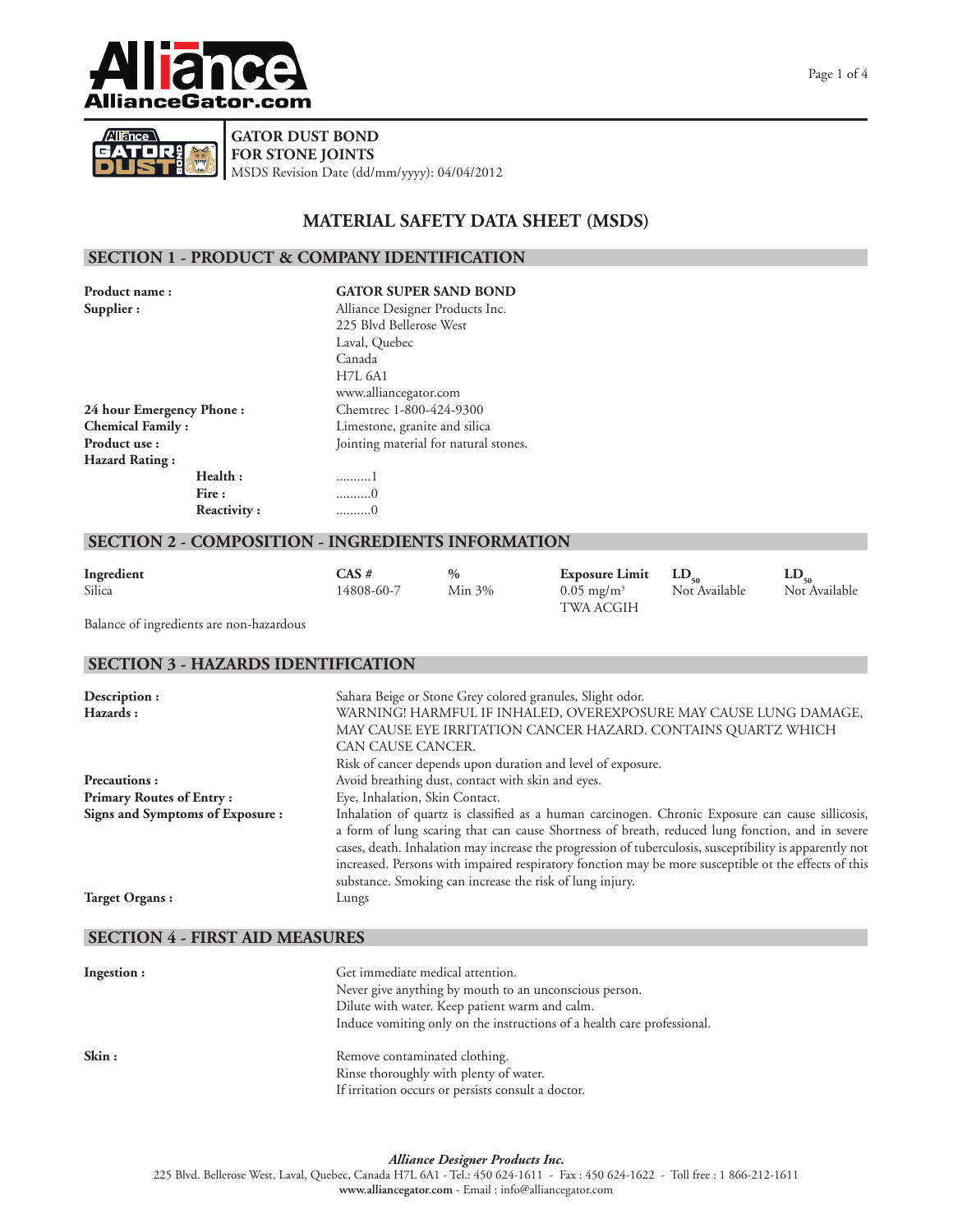AllianceGator.com

**GATOR DUST BOND**
**FOR STONE JOINTS**
MSDS Revision Date (dd/mm/yyyy): 04/04/2012

# MATERIAL SAFETY DATA SHEET (MSDS)

## SECTION 1 - PRODUCT & COMPANY IDENTIFICATION

**Product name :** **GATOR SUPER SAND BOND**

**Supplier :** Alliance Designer Products Inc.
225 Blvd Bellerose West
Laval, Quebec
Canada
H7L 6A1
www.alliancegator.com

**24 hour Emergency Phone :** Chemtrec 1-800-424-9300

**Chemical Family :** Limestone, granite and silica

**Product use :** Jointing material for natural stones.

**Hazard Rating :**

- **Health :** ..........1
- **Fire :** ..........0
- **Reactivity :** ..........0

## SECTION 2 - COMPOSITION - INGREDIENTS INFORMATION

| Ingredient | CAS # | % | Exposure Limit | $LD_{50}$ | $LD_{50}$ |
|---|---|---|---|---|---|
| Silica | 14808-60-7 | Min 3% | 0.05 mg/m$^3$ TWA ACGIH | Not Available | Not Available |

Balance of ingredients are non-hazardous

## SECTION 3 - HAZARDS IDENTIFICATION

**Description :** Sahara Beige or Stone Grey colored granules, Slight odor.

**Hazards :** WARNING! HARMFUL IF INHALED, OVEREXPOSURE MAY CAUSE LUNG DAMAGE, MAY CAUSE EYE IRRITATION CANCER HAZARD. CONTAINS QUARTZ WHICH CAN CAUSE CANCER.
Risk of cancer depends upon duration and level of exposure.

**Precautions :** Avoid breathing dust, contact with skin and eyes.

**Primary Routes of Entry :** Eye, Inhalation, Skin Contact.

**Signs and Symptoms of Exposure :** Inhalation of quartz is classified as a human carcinogen. Chronic Exposure can cause sillicosis, a form of lung scaring that can cause Shortness of breath, reduced lung fonction, and in severe cases, death. Inhalation may increase the progression of tuberculosis, susceptibility is apparently not increased. Persons with impaired respiratory fonction may be more susceptible ot the effects of this substance. Smoking can increase the risk of lung injury.

**Target Organs :** Lungs

## SECTION 4 - FIRST AID MEASURES

**Ingestion :** Get immediate medical attention.
Never give anything by mouth to an unconscious person.
Dilute with water. Keep patient warm and calm.
Induce vomiting only on the instructions of a health care professional.

**Skin :** Remove contaminated clothing.
Rinse thoroughly with plenty of water.
If irritation occurs or persists consult a doctor.

*Alliance Designer Products Inc.*
225 Blvd. Bellerose West, Laval, Quebec, Canada H7L 6A1 - Tel.: 450 624-1611 - Fax : 450 624-1622 - Toll free : 1 866-212-1611
**www.alliancegator.com** - Email : info@alliancegator.com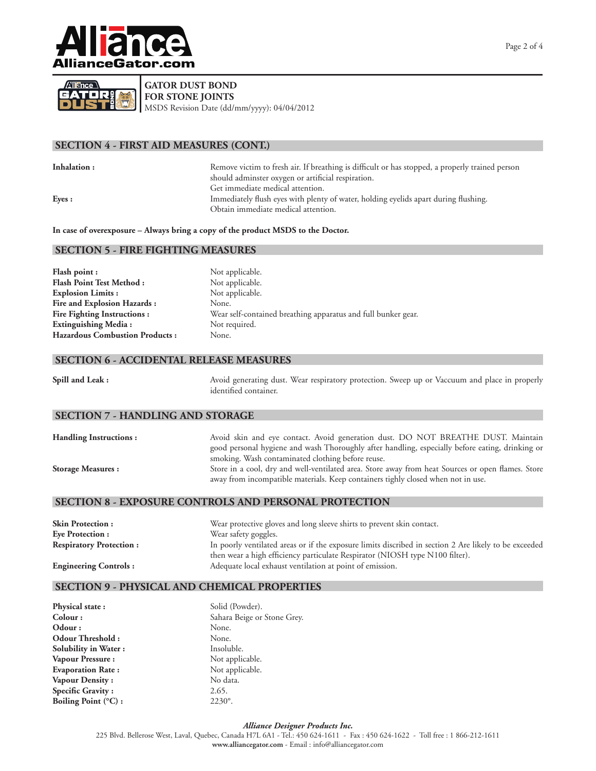**GATOR DUST BOND**
**FOR STONE JOINTS**
MSDS Revision Date (dd/mm/yyyy): 04/04/2012

## SECTION 4 - FIRST AID MEASURES (CONT.)

| | |
|---|---|
| **Inhalation :** | Remove victim to fresh air. If breathing is difficult or has stopped, a properly trained person should adminster oxygen or artificial respiration. Get immediate medical attention. |
| **Eyes :** | Immediately flush eyes with plenty of water, holding eyelids apart during flushing. Obtain immediate medical attention. |

**In case of overexposure – Always bring a copy of the product MSDS to the Doctor.**

## SECTION 5 - FIRE FIGHTING MEASURES

| | |
|---|---|
| **Flash point :** | Not applicable. |
| **Flash Point Test Method :** | Not applicable. |
| **Explosion Limits :** | Not applicable. |
| **Fire and Explosion Hazards :** | None. |
| **Fire Fighting Instructions :** | Wear self-contained breathing apparatus and full bunker gear. |
| **Extinguishing Media :** | Not required. |
| **Hazardous Combustion Products :** | None. |

## SECTION 6 - ACCIDENTAL RELEASE MEASURES

| | |
|---|---|
| **Spill and Leak :** | Avoid generating dust. Wear respiratory protection. Sweep up or Vaccuum and place in properly identified container. |

## SECTION 7 - HANDLING AND STORAGE

| | |
|---|---|
| **Handling Instructions :** | Avoid skin and eye contact. Avoid generation dust. DO NOT BREATHE DUST. Maintain good personal hygiene and wash Thoroughly after handling, especially before eating, drinking or smoking. Wash contaminated clothing before reuse. |
| **Storage Measures :** | Store in a cool, dry and well-ventilated area. Store away from heat Sources or open flames. Store away from incompatible materials. Keep containers tighly closed when not in use. |

## SECTION 8 - EXPOSURE CONTROLS AND PERSONAL PROTECTION

| | |
|---|---|
| **Skin Protection :** | Wear protective gloves and long sleeve shirts to prevent skin contact. |
| **Eye Protection :** | Wear safety goggles. |
| **Respiratory Protection :** | In poorly ventilated areas or if the exposure limits discribed in section 2 Are likely to be exceeded then wear a high efficiency particulate Respirator (NIOSH type N100 filter). |
| **Engineering Controls :** | Adequate local exhaust ventilation at point of emission. |

## SECTION 9 - PHYSICAL AND CHEMICAL PROPERTIES

| | |
|---|---|
| **Physical state :** | Solid (Powder). |
| **Colour :** | Sahara Beige or Stone Grey. |
| **Odour :** | None. |
| **Odour Threshold :** | None. |
| **Solubility in Water :** | Insoluble. |
| **Vapour Pressure :** | Not applicable. |
| **Evaporation Rate :** | Not applicable. |
| **Vapour Density :** | No data. |
| **Specific Gravity :** | 2.65. |
| **Boiling Point (°C) :** | 2230°. |

***Alliance Designer Products Inc.***
225 Blvd. Bellerose West, Laval, Quebec, Canada H7L 6A1 - Tel.: 450 624-1611 - Fax : 450 624-1622 - Toll free : 1 866-212-1611
**www.alliancegator.com** - Email : info@alliancegator.com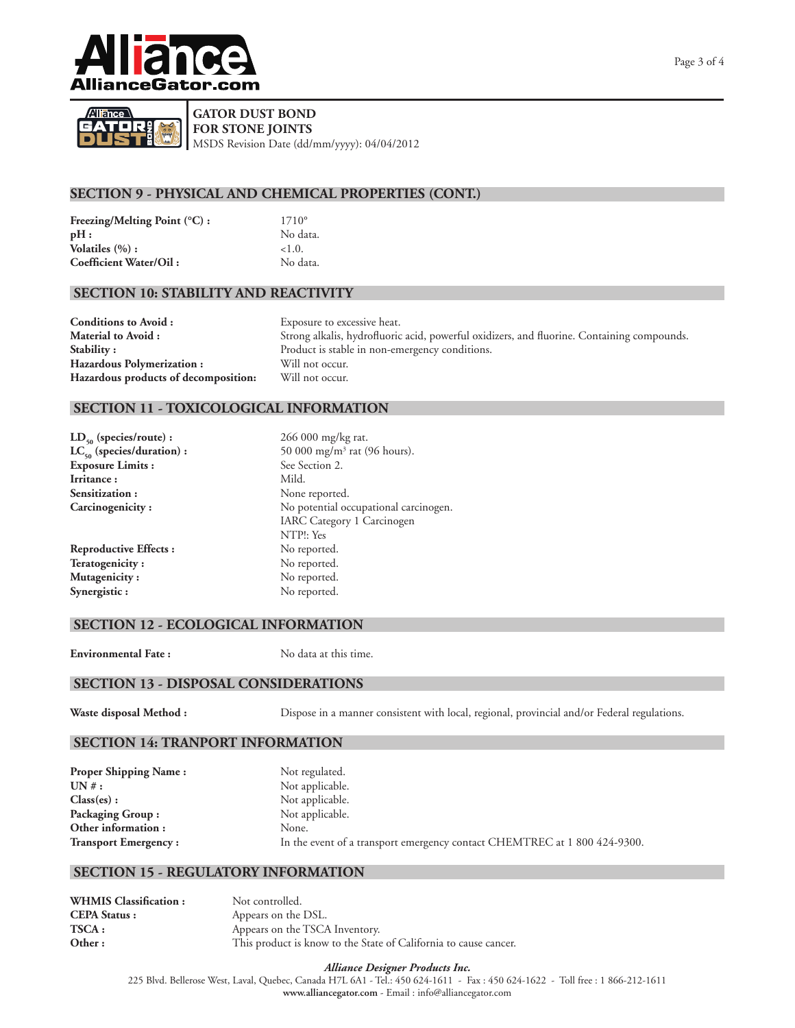**GATOR DUST BOND**
**FOR STONE JOINTS**
MSDS Revision Date (dd/mm/yyyy): 04/04/2012

## SECTION 9 - PHYSICAL AND CHEMICAL PROPERTIES (CONT.)

| | |
|---|---|
| **Freezing/Melting Point (°C) :** | 1710° |
| **pH :** | No data. |
| **Volatiles (%) :** | <1.0. |
| **Coefficient Water/Oil :** | No data. |

## SECTION 10: STABILITY AND REACTIVITY

| | |
|---|---|
| **Conditions to Avoid :** | Exposure to excessive heat. |
| **Material to Avoid :** | Strong alkalis, hydrofluoric acid, powerful oxidizers, and fluorine. Containing compounds. |
| **Stability :** | Product is stable in non-emergency conditions. |
| **Hazardous Polymerization :** | Will not occur. |
| **Hazardous products of decomposition:** | Will not occur. |

## SECTION 11 - TOXICOLOGICAL INFORMATION

| | |
|---|---|
| **$LD_{50}$ (species/route) :** | 266 000 mg/kg rat. |
| **$LC_{50}$ (species/duration) :** | 50 000 mg/$m^3$ rat (96 hours). |
| **Exposure Limits :** | See Section 2. |
| **Irritance :** | Mild. |
| **Sensitization :** | None reported. |
| **Carcinogenicity :** | No potential occupational carcinogen.<br>IARC Category 1 Carcinogen<br>NTP!: Yes |
| **Reproductive Effects :** | No reported. |
| **Teratogenicity :** | No reported. |
| **Mutagenicity :** | No reported. |
| **Synergistic :** | No reported. |

## SECTION 12 - ECOLOGICAL INFORMATION

| | |
|---|---|
| **Environmental Fate :** | No data at this time. |

## SECTION 13 - DISPOSAL CONSIDERATIONS

| | |
|---|---|
| **Waste disposal Method :** | Dispose in a manner consistent with local, regional, provincial and/or Federal regulations. |

## SECTION 14: TRANPORT INFORMATION

| | |
|---|---|
| **Proper Shipping Name :** | Not regulated. |
| **UN # :** | Not applicable. |
| **Class(es) :** | Not applicable. |
| **Packaging Group :** | Not applicable. |
| **Other information :** | None. |
| **Transport Emergency :** | In the event of a transport emergency contact CHEMTREC at 1 800 424-9300. |

## SECTION 15 - REGULATORY INFORMATION

| | |
|---|---|
| **WHMIS Classification :** | Not controlled. |
| **CEPA Status :** | Appears on the DSL. |
| **TSCA :** | Appears on the TSCA Inventory. |
| **Other :** | This product is know to the State of California to cause cancer. |

***Alliance Designer Products Inc.***
225 Blvd. Bellerose West, Laval, Quebec, Canada H7L 6A1 - Tel.: 450 624-1611 - Fax : 450 624-1622 - Toll free : 1 866-212-1611
**www.alliancegator.com** - Email : info@alliancegator.com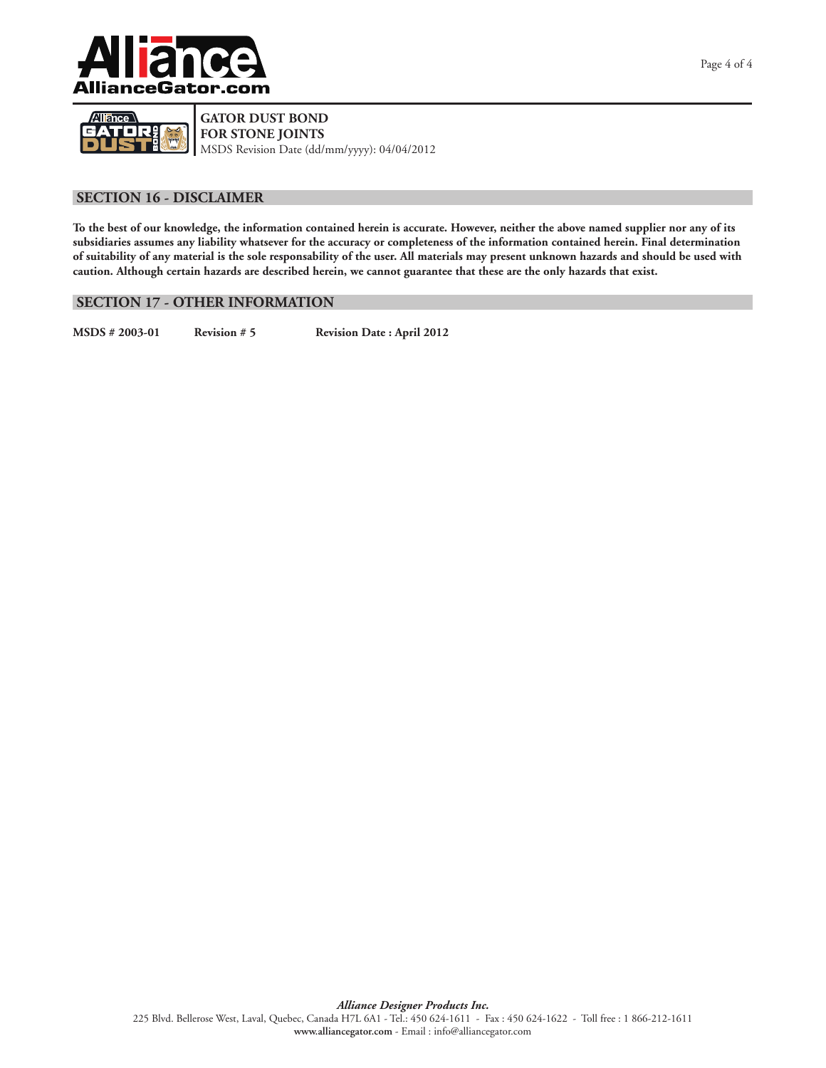**GATOR DUST BOND**
**FOR STONE JOINTS**
MSDS Revision Date (dd/mm/yyyy): 04/04/2012

## SECTION 16 - DISCLAIMER

**To the best of our knowledge, the information contained herein is accurate. However, neither the above named supplier nor any of its subsidiaries assumes any liability whatsever for the accuracy or completeness of the information contained herein. Final determination of suitability of any material is the sole responsability of the user. All materials may present unknown hazards and should be used with caution. Although certain hazards are described herein, we cannot guarantee that these are the only hazards that exist.**

## SECTION 17 - OTHER INFORMATION

**MSDS # 2003-01** **Revision # 5** **Revision Date : April 2012**

***Alliance Designer Products Inc.***
225 Blvd. Bellerose West, Laval, Quebec, Canada H7L 6A1 - Tel.: 450 624-1611 - Fax : 450 624-1622 - Toll free : 1 866-212-1611
**www.alliancegator.com** - Email : info@alliancegator.com